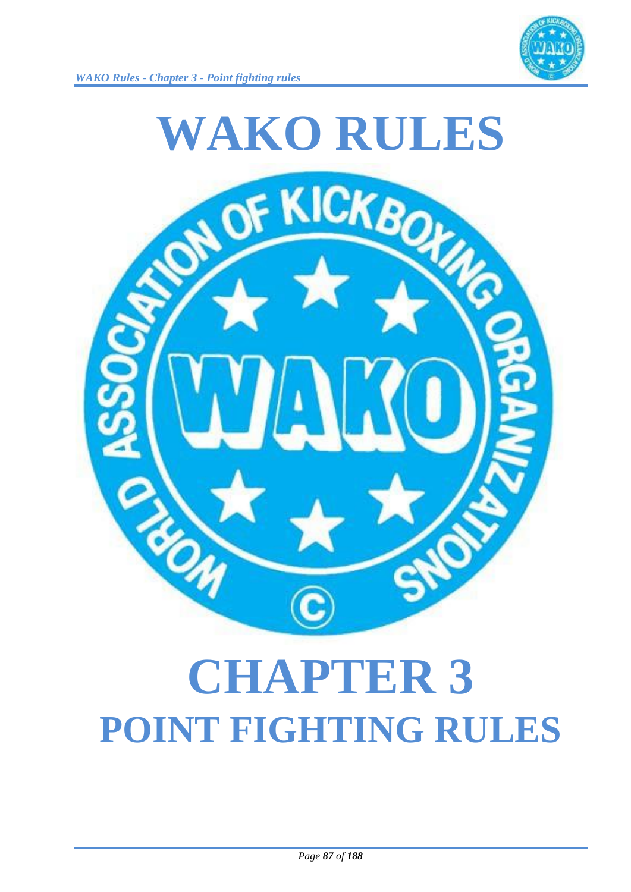# WAKO RULES

# CHAPTER 3

## POINT FIGHTING RULES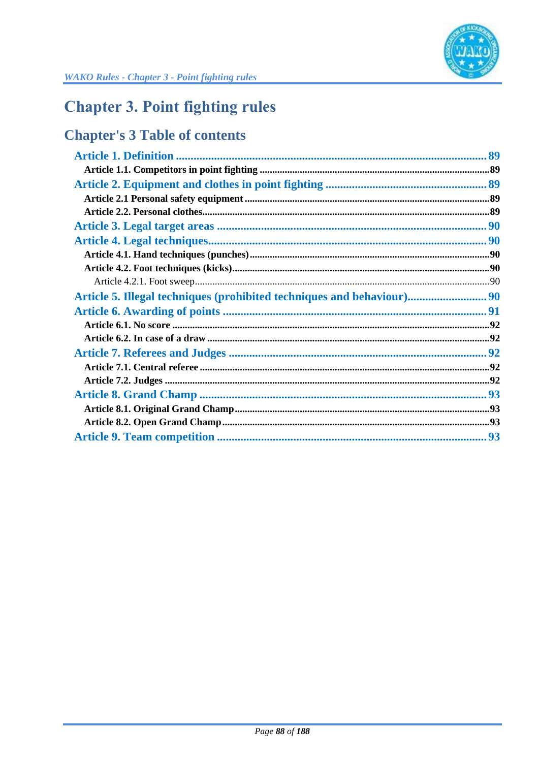# Chapter 3. Point fighting rules

## Chapter's 3 Table of contents

- **Article 1. Definition** ..... 89
  - **Article 1.1. Competitors in point fighting** ..... 89
- **Article 2. Equipment and clothes in point fighting** ..... 89
  - **Article 2.1 Personal safety equipment** ..... 89
  - **Article 2.2. Personal clothes** ..... 89
- **Article 3. Legal target areas** ..... 90
- **Article 4. Legal techniques** ..... 90
  - **Article 4.1. Hand techniques (punches)** ..... 90
  - **Article 4.2. Foot techniques (kicks)** ..... 90
    - Article 4.2.1. Foot sweep ..... 90
- **Article 5. Illegal techniques (prohibited techniques and behaviour)** ..... 90
- **Article 6. Awarding of points** ..... 91
  - **Article 6.1. No score** ..... 92
  - **Article 6.2. In case of a draw** ..... 92
- **Article 7. Referees and Judges** ..... 92
  - **Article 7.1. Central referee** ..... 92
  - **Article 7.2. Judges** ..... 92
- **Article 8. Grand Champ** ..... 93
  - **Article 8.1. Original Grand Champ** ..... 93
  - **Article 8.2. Open Grand Champ** ..... 93
- **Article 9. Team competition** ..... 93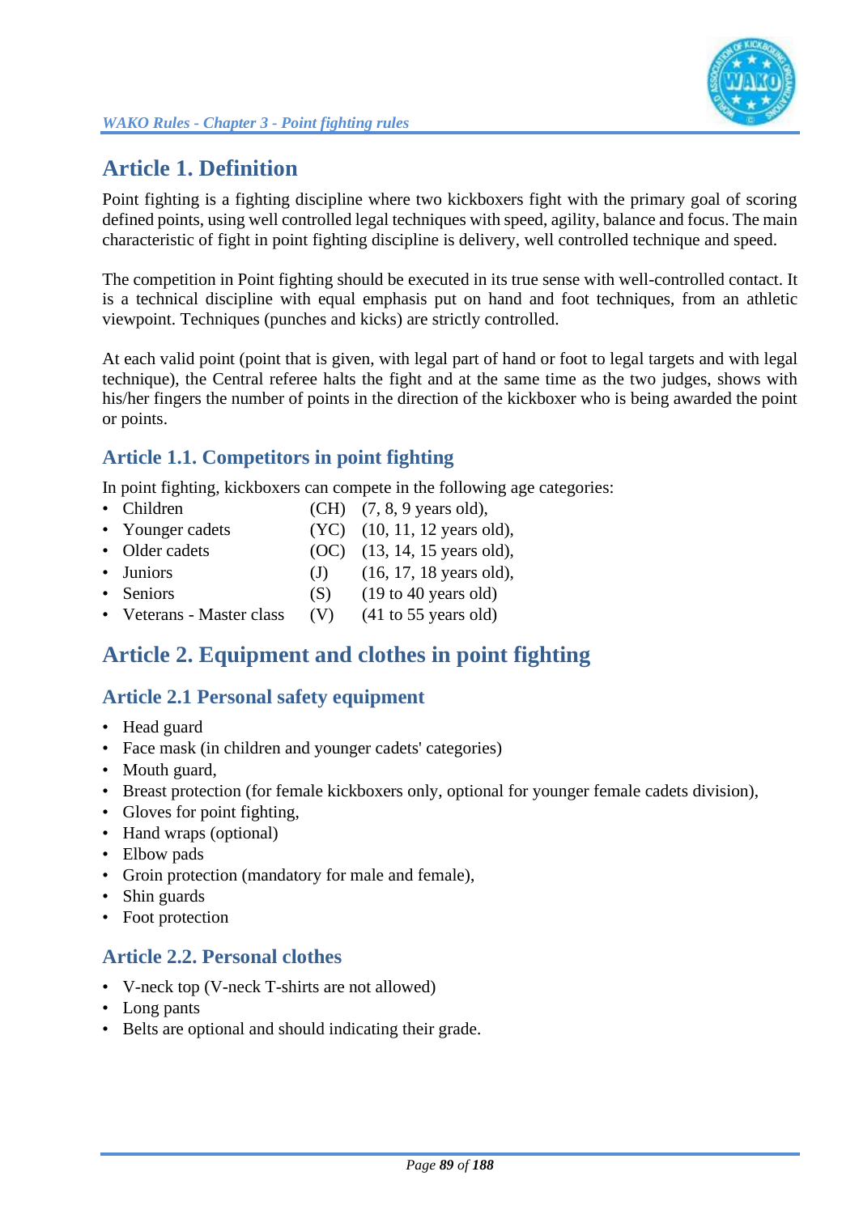# Article 1. Definition

Point fighting is a fighting discipline where two kickboxers fight with the primary goal of scoring defined points, using well controlled legal techniques with speed, agility, balance and focus. The main characteristic of fight in point fighting discipline is delivery, well controlled technique and speed.

The competition in Point fighting should be executed in its true sense with well-controlled contact. It is a technical discipline with equal emphasis put on hand and foot techniques, from an athletic viewpoint. Techniques (punches and kicks) are strictly controlled.

At each valid point (point that is given, with legal part of hand or foot to legal targets and with legal technique), the Central referee halts the fight and at the same time as the two judges, shows with his/her fingers the number of points in the direction of the kickboxer who is being awarded the point or points.

## Article 1.1. Competitors in point fighting

In point fighting, kickboxers can compete in the following age categories:

- Children (CH) (7, 8, 9 years old),
- Younger cadets (YC) (10, 11, 12 years old),
- Older cadets (OC) (13, 14, 15 years old),
- Juniors (J) (16, 17, 18 years old),
- Seniors (S) (19 to 40 years old)
- Veterans - Master class (V) (41 to 55 years old)

# Article 2. Equipment and clothes in point fighting

## Article 2.1 Personal safety equipment

- Head guard
- Face mask (in children and younger cadets' categories)
- Mouth guard,
- Breast protection (for female kickboxers only, optional for younger female cadets division),
- Gloves for point fighting,
- Hand wraps (optional)
- Elbow pads
- Groin protection (mandatory for male and female),
- Shin guards
- Foot protection

## Article 2.2. Personal clothes

- V-neck top (V-neck T-shirts are not allowed)
- Long pants
- Belts are optional and should indicating their grade.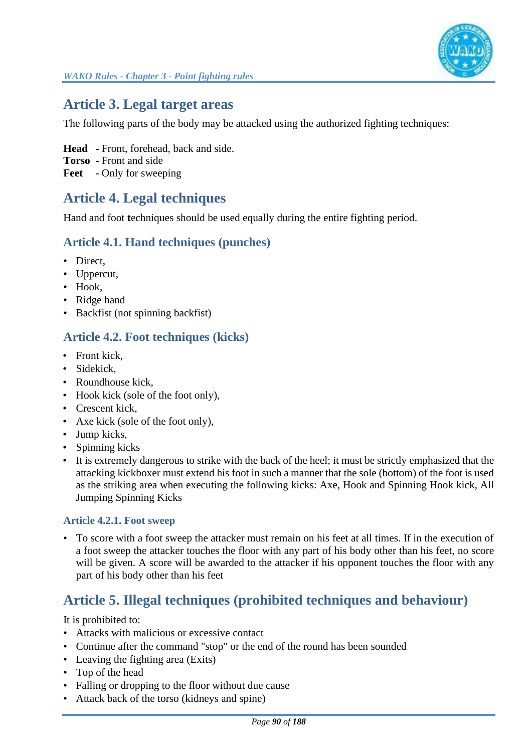## Article 3. Legal target areas

The following parts of the body may be attacked using the authorized fighting techniques:

**Head** - Front, forehead, back and side.
**Torso** - Front and side
**Feet** - Only for sweeping

## Article 4. Legal techniques

Hand and foot **t**echniques should be used equally during the entire fighting period.

### Article 4.1. Hand techniques (punches)

- Direct,
- Uppercut,
- Hook,
- Ridge hand
- Backfist (not spinning backfist)

### Article 4.2. Foot techniques (kicks)

- Front kick,
- Sidekick,
- Roundhouse kick,
- Hook kick (sole of the foot only),
- Crescent kick,
- Axe kick (sole of the foot only),
- Jump kicks,
- Spinning kicks
- It is extremely dangerous to strike with the back of the heel; it must be strictly emphasized that the attacking kickboxer must extend his foot in such a manner that the sole (bottom) of the foot is used as the striking area when executing the following kicks: Axe, Hook and Spinning Hook kick, All Jumping Spinning Kicks

#### Article 4.2.1. Foot sweep

- To score with a foot sweep the attacker must remain on his feet at all times. If in the execution of a foot sweep the attacker touches the floor with any part of his body other than his feet, no score will be given. A score will be awarded to the attacker if his opponent touches the floor with any part of his body other than his feet

## Article 5. Illegal techniques (prohibited techniques and behaviour)

It is prohibited to:

- Attacks with malicious or excessive contact
- Continue after the command "stop" or the end of the round has been sounded
- Leaving the fighting area (Exits)
- Top of the head
- Falling or dropping to the floor without due cause
- Attack back of the torso (kidneys and spine)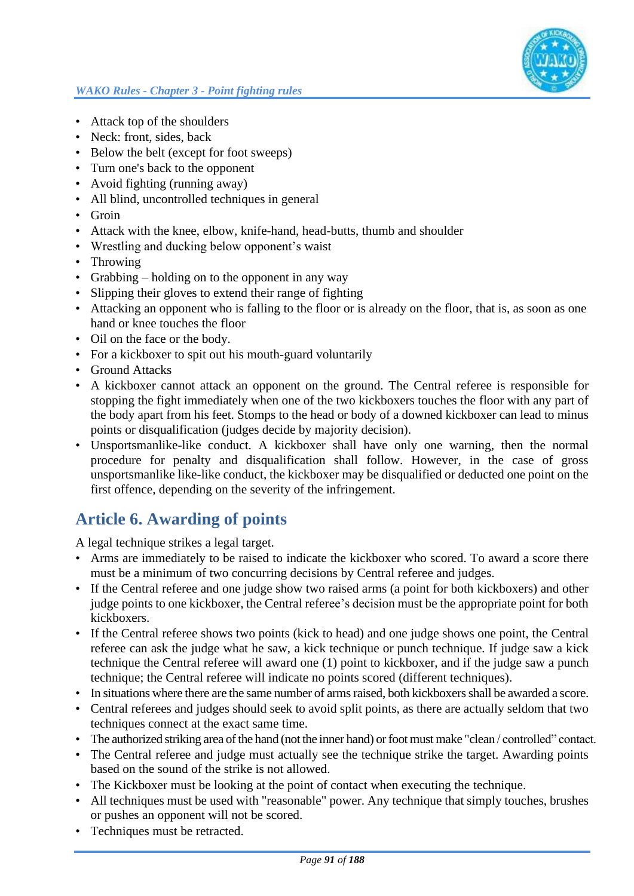- Attack top of the shoulders
- Neck: front, sides, back
- Below the belt (except for foot sweeps)
- Turn one's back to the opponent
- Avoid fighting (running away)
- All blind, uncontrolled techniques in general
- Groin
- Attack with the knee, elbow, knife-hand, head-butts, thumb and shoulder
- Wrestling and ducking below opponent's waist
- Throwing
- Grabbing – holding on to the opponent in any way
- Slipping their gloves to extend their range of fighting
- Attacking an opponent who is falling to the floor or is already on the floor, that is, as soon as one hand or knee touches the floor
- Oil on the face or the body.
- For a kickboxer to spit out his mouth-guard voluntarily
- Ground Attacks
- A kickboxer cannot attack an opponent on the ground. The Central referee is responsible for stopping the fight immediately when one of the two kickboxers touches the floor with any part of the body apart from his feet. Stomps to the head or body of a downed kickboxer can lead to minus points or disqualification (judges decide by majority decision).
- Unsportsmanlike-like conduct. A kickboxer shall have only one warning, then the normal procedure for penalty and disqualification shall follow. However, in the case of gross unsportsmanlike like-like conduct, the kickboxer may be disqualified or deducted one point on the first offence, depending on the severity of the infringement.

## Article 6. Awarding of points

A legal technique strikes a legal target.

- Arms are immediately to be raised to indicate the kickboxer who scored. To award a score there must be a minimum of two concurring decisions by Central referee and judges.
- If the Central referee and one judge show two raised arms (a point for both kickboxers) and other judge points to one kickboxer, the Central referee's decision must be the appropriate point for both kickboxers.
- If the Central referee shows two points (kick to head) and one judge shows one point, the Central referee can ask the judge what he saw, a kick technique or punch technique. If judge saw a kick technique the Central referee will award one (1) point to kickboxer, and if the judge saw a punch technique; the Central referee will indicate no points scored (different techniques).
- In situations where there are the same number of arms raised, both kickboxers shall be awarded a score.
- Central referees and judges should seek to avoid split points, as there are actually seldom that two techniques connect at the exact same time.
- The authorized striking area of the hand (not the inner hand) or foot must make "clean / controlled" contact.
- The Central referee and judge must actually see the technique strike the target. Awarding points based on the sound of the strike is not allowed.
- The Kickboxer must be looking at the point of contact when executing the technique.
- All techniques must be used with "reasonable" power. Any technique that simply touches, brushes or pushes an opponent will not be scored.
- Techniques must be retracted.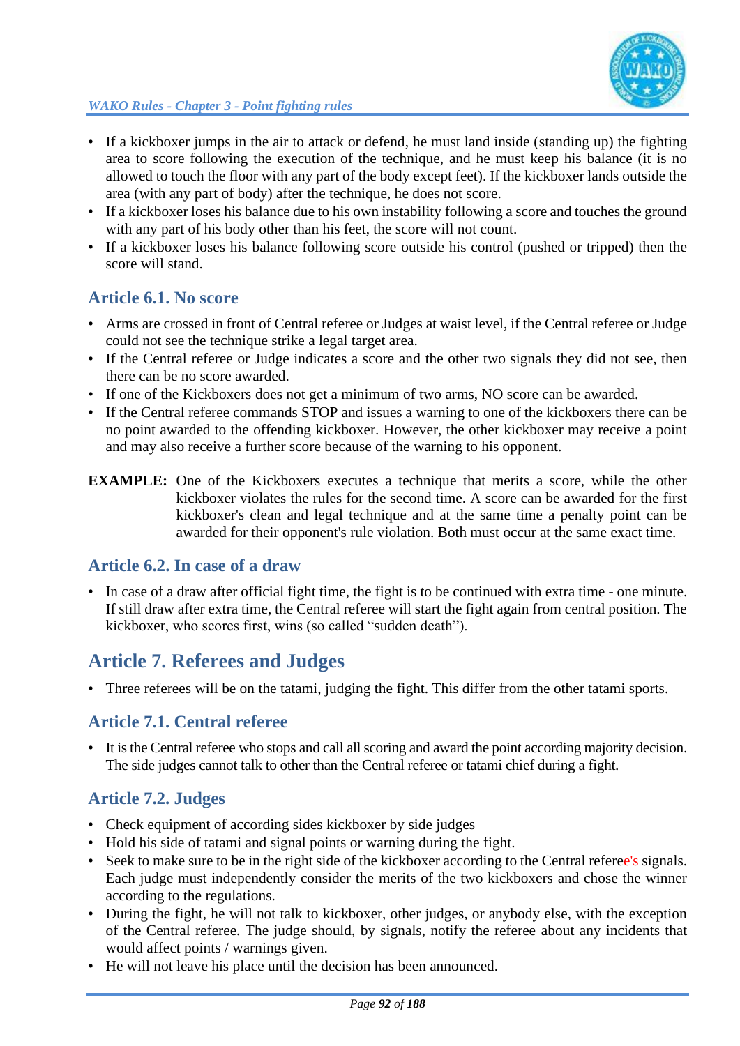- If a kickboxer jumps in the air to attack or defend, he must land inside (standing up) the fighting area to score following the execution of the technique, and he must keep his balance (it is no allowed to touch the floor with any part of the body except feet). If the kickboxer lands outside the area (with any part of body) after the technique, he does not score.
- If a kickboxer loses his balance due to his own instability following a score and touches the ground with any part of his body other than his feet, the score will not count.
- If a kickboxer loses his balance following score outside his control (pushed or tripped) then the score will stand.

### Article 6.1. No score

- Arms are crossed in front of Central referee or Judges at waist level, if the Central referee or Judge could not see the technique strike a legal target area.
- If the Central referee or Judge indicates a score and the other two signals they did not see, then there can be no score awarded.
- If one of the Kickboxers does not get a minimum of two arms, NO score can be awarded.
- If the Central referee commands STOP and issues a warning to one of the kickboxers there can be no point awarded to the offending kickboxer. However, the other kickboxer may receive a point and may also receive a further score because of the warning to his opponent.

**EXAMPLE:** One of the Kickboxers executes a technique that merits a score, while the other kickboxer violates the rules for the second time. A score can be awarded for the first kickboxer's clean and legal technique and at the same time a penalty point can be awarded for their opponent's rule violation. Both must occur at the same exact time.

### Article 6.2. In case of a draw

- In case of a draw after official fight time, the fight is to be continued with extra time - one minute. If still draw after extra time, the Central referee will start the fight again from central position. The kickboxer, who scores first, wins (so called "sudden death").

## Article 7. Referees and Judges

- Three referees will be on the tatami, judging the fight. This differ from the other tatami sports.

### Article 7.1. Central referee

- It is the Central referee who stops and call all scoring and award the point according majority decision. The side judges cannot talk to other than the Central referee or tatami chief during a fight.

### Article 7.2. Judges

- Check equipment of according sides kickboxer by side judges
- Hold his side of tatami and signal points or warning during the fight.
- Seek to make sure to be in the right side of the kickboxer according to the Central referee's signals. Each judge must independently consider the merits of the two kickboxers and chose the winner according to the regulations.
- During the fight, he will not talk to kickboxer, other judges, or anybody else, with the exception of the Central referee. The judge should, by signals, notify the referee about any incidents that would affect points / warnings given.
- He will not leave his place until the decision has been announced.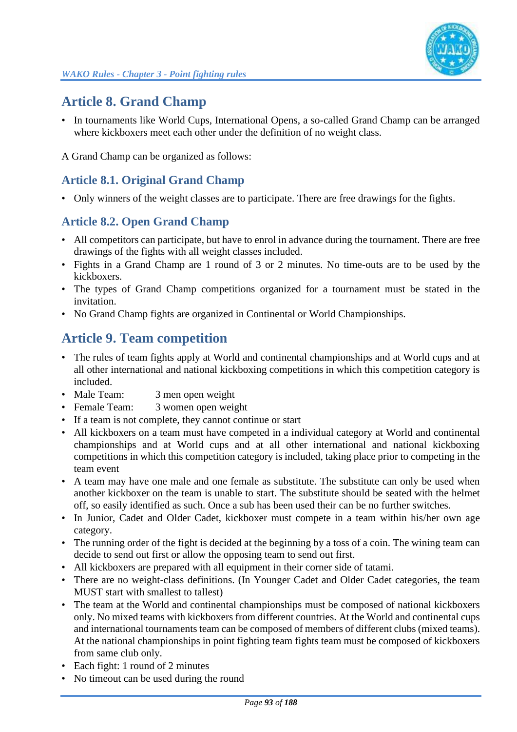## Article 8. Grand Champ

- In tournaments like World Cups, International Opens, a so-called Grand Champ can be arranged where kickboxers meet each other under the definition of no weight class.

A Grand Champ can be organized as follows:

### Article 8.1. Original Grand Champ

- Only winners of the weight classes are to participate. There are free drawings for the fights.

### Article 8.2. Open Grand Champ

- All competitors can participate, but have to enrol in advance during the tournament. There are free drawings of the fights with all weight classes included.
- Fights in a Grand Champ are 1 round of 3 or 2 minutes. No time-outs are to be used by the kickboxers.
- The types of Grand Champ competitions organized for a tournament must be stated in the invitation.
- No Grand Champ fights are organized in Continental or World Championships.

## Article 9. Team competition

- The rules of team fights apply at World and continental championships and at World cups and at all other international and national kickboxing competitions in which this competition category is included.
- Male Team: 3 men open weight
- Female Team: 3 women open weight
- If a team is not complete, they cannot continue or start
- All kickboxers on a team must have competed in a individual category at World and continental championships and at World cups and at all other international and national kickboxing competitions in which this competition category is included, taking place prior to competing in the team event
- A team may have one male and one female as substitute. The substitute can only be used when another kickboxer on the team is unable to start. The substitute should be seated with the helmet off, so easily identified as such. Once a sub has been used their can be no further switches.
- In Junior, Cadet and Older Cadet, kickboxer must compete in a team within his/her own age category.
- The running order of the fight is decided at the beginning by a toss of a coin. The wining team can decide to send out first or allow the opposing team to send out first.
- All kickboxers are prepared with all equipment in their corner side of tatami.
- There are no weight-class definitions. (In Younger Cadet and Older Cadet categories, the team MUST start with smallest to tallest)
- The team at the World and continental championships must be composed of national kickboxers only. No mixed teams with kickboxers from different countries. At the World and continental cups and international tournaments team can be composed of members of different clubs (mixed teams). At the national championships in point fighting team fights team must be composed of kickboxers from same club only.
- Each fight: 1 round of 2 minutes
- No timeout can be used during the round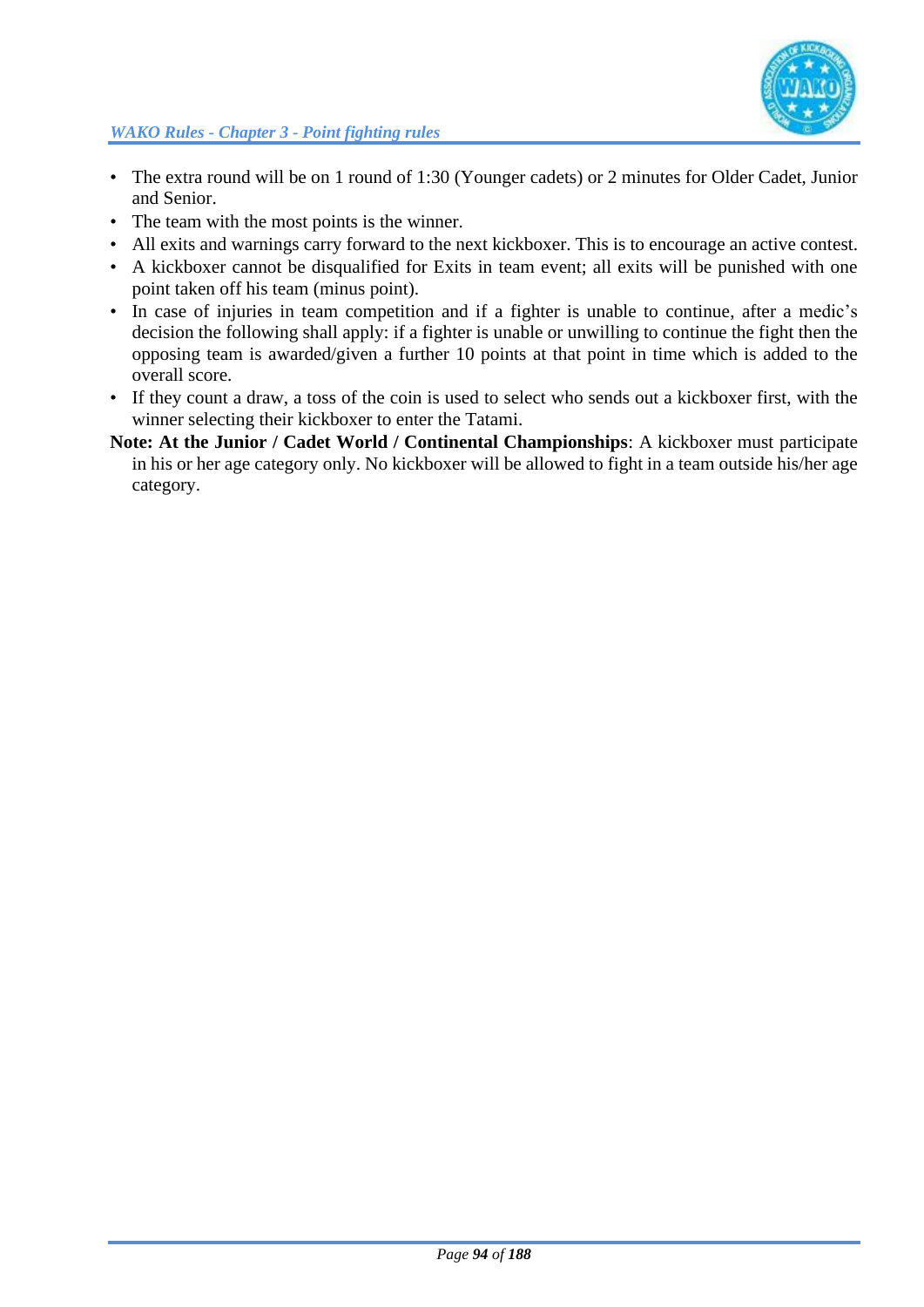- The extra round will be on 1 round of 1:30 (Younger cadets) or 2 minutes for Older Cadet, Junior and Senior.
- The team with the most points is the winner.
- All exits and warnings carry forward to the next kickboxer. This is to encourage an active contest.
- A kickboxer cannot be disqualified for Exits in team event; all exits will be punished with one point taken off his team (minus point).
- In case of injuries in team competition and if a fighter is unable to continue, after a medic's decision the following shall apply: if a fighter is unable or unwilling to continue the fight then the opposing team is awarded/given a further 10 points at that point in time which is added to the overall score.
- If they count a draw, a toss of the coin is used to select who sends out a kickboxer first, with the winner selecting their kickboxer to enter the Tatami.

**Note: At the Junior / Cadet World / Continental Championships**: A kickboxer must participate in his or her age category only. No kickboxer will be allowed to fight in a team outside his/her age category.